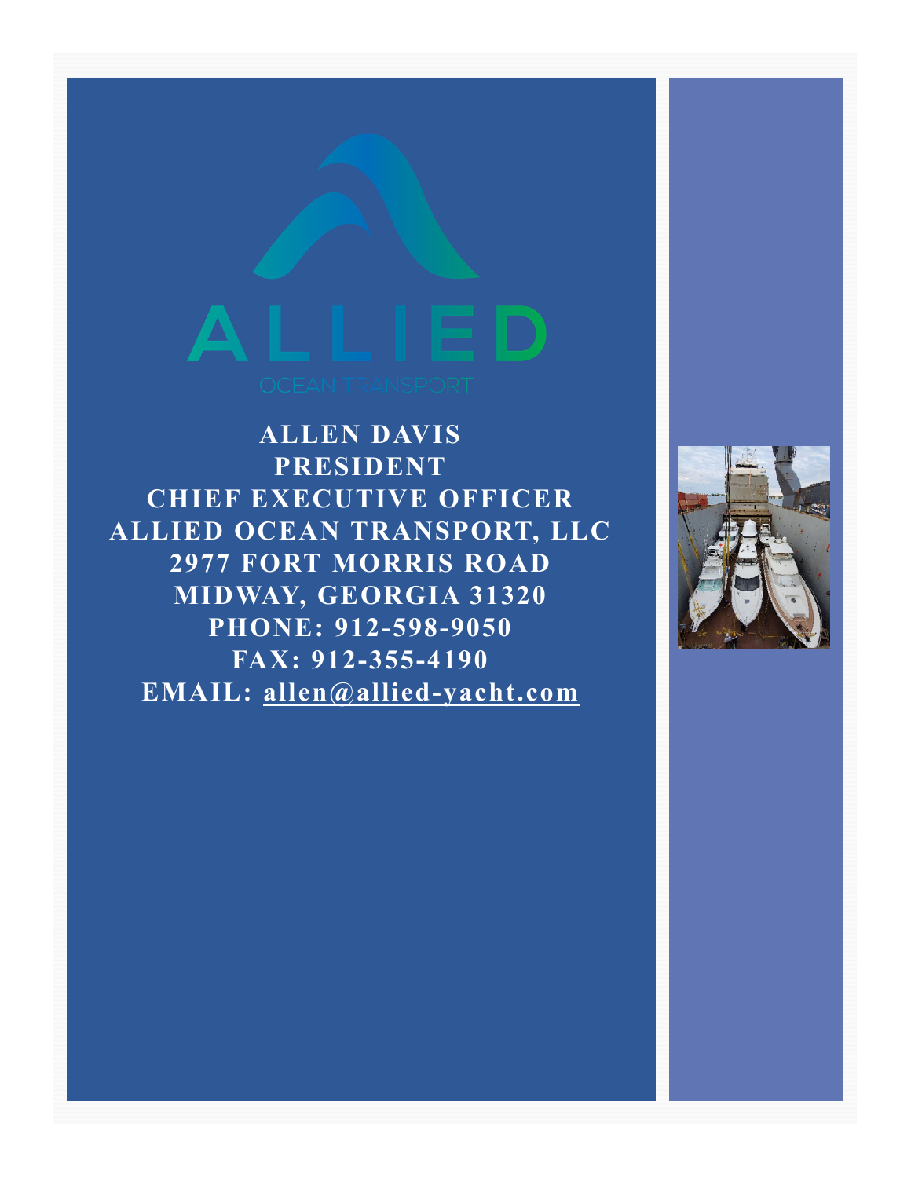ALLIED

OCEAN TRANSPORT

**ALLEN DAVIS**
**PRESIDENT**
**CHIEF EXECUTIVE OFFICER**
**ALLIED OCEAN TRANSPORT, LLC**
**2977 FORT MORRIS ROAD**
**MIDWAY, GEORGIA 31320**
**PHONE: 912-598-9050**
**FAX: 912-355-4190**
**EMAIL: allen@allied-yacht.com**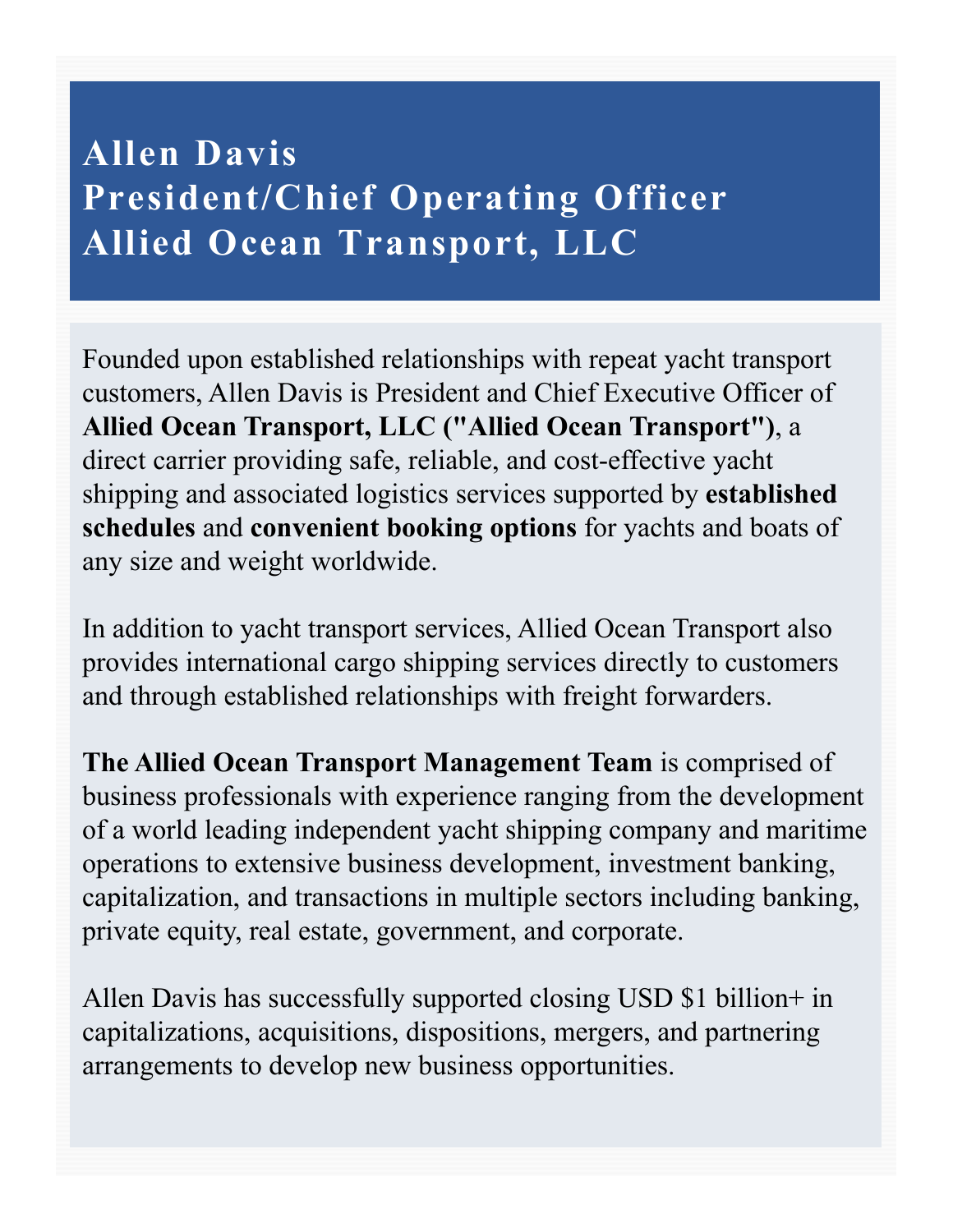# Allen Davis
# President/Chief Operating Officer
# Allied Ocean Transport, LLC

Founded upon established relationships with repeat yacht transport customers, Allen Davis is President and Chief Executive Officer of **Allied Ocean Transport, LLC ("Allied Ocean Transport")**, a direct carrier providing safe, reliable, and cost-effective yacht shipping and associated logistics services supported by **established schedules** and **convenient booking options** for yachts and boats of any size and weight worldwide.

In addition to yacht transport services, Allied Ocean Transport also provides international cargo shipping services directly to customers and through established relationships with freight forwarders.

**The Allied Ocean Transport Management Team** is comprised of business professionals with experience ranging from the development of a world leading independent yacht shipping company and maritime operations to extensive business development, investment banking, capitalization, and transactions in multiple sectors including banking, private equity, real estate, government, and corporate.

Allen Davis has successfully supported closing USD $1 billion+ in capitalizations, acquisitions, dispositions, mergers, and partnering arrangements to develop new business opportunities.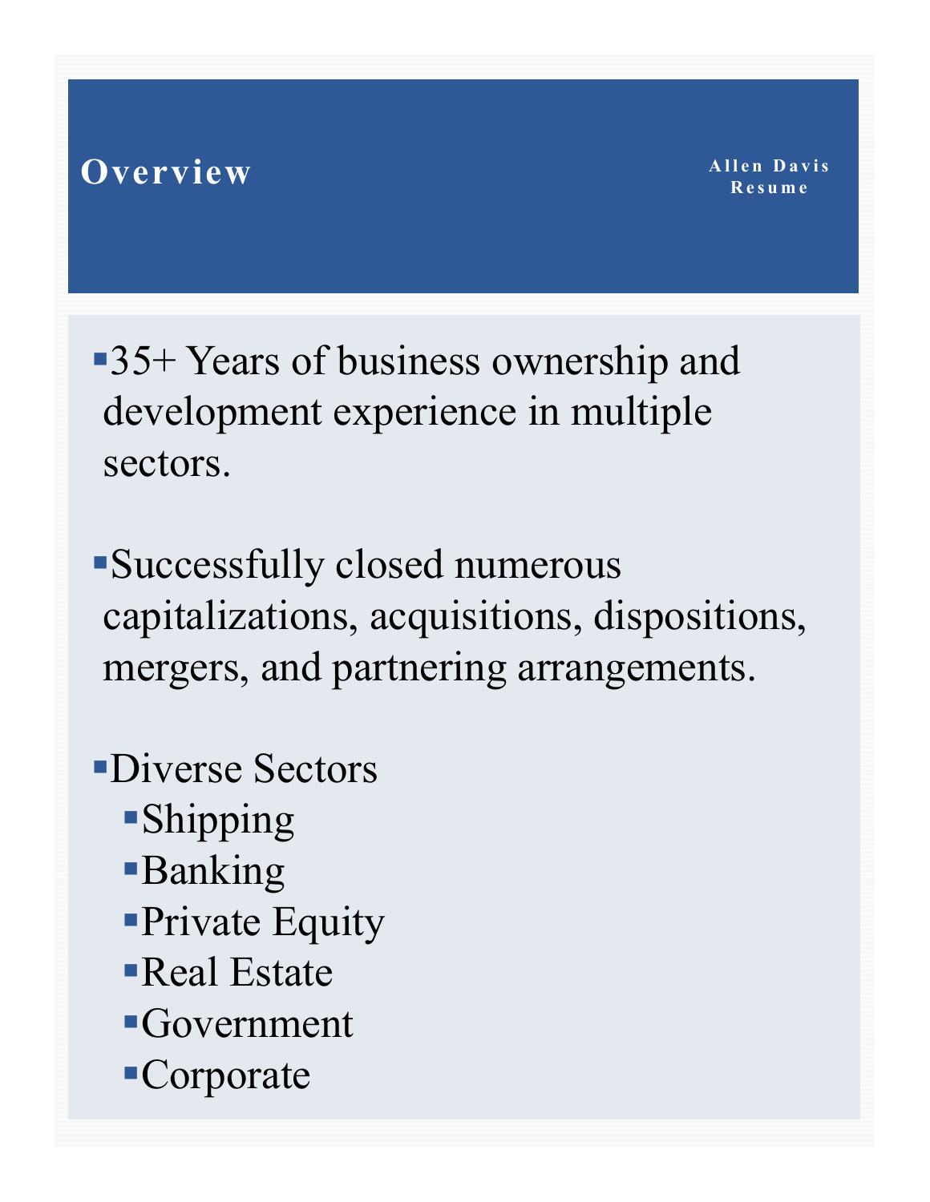# Overview

Allen Davis
Resume

- 35+ Years of business ownership and development experience in multiple sectors.

- Successfully closed numerous capitalizations, acquisitions, dispositions, mergers, and partnering arrangements.

- Diverse Sectors
  - Shipping
  - Banking
  - Private Equity
  - Real Estate
  - Government
  - Corporate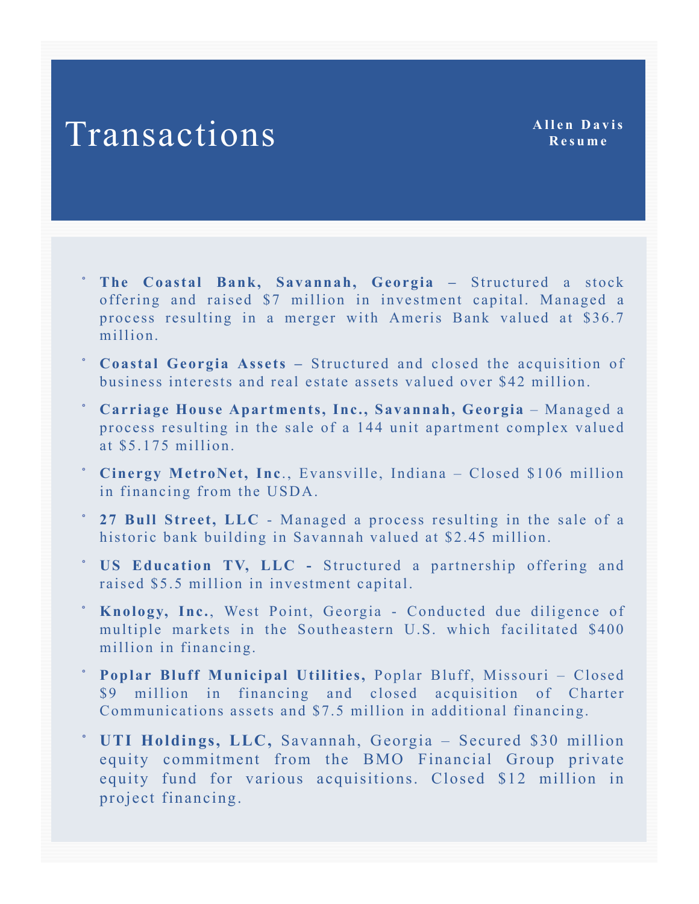# Transactions

**Allen Davis Resume**

- **The Coastal Bank, Savannah, Georgia –** Structured a stock offering and raised $7 million in investment capital. Managed a process resulting in a merger with Ameris Bank valued at $36.7 million.
- **Coastal Georgia Assets –** Structured and closed the acquisition of business interests and real estate assets valued over $42 million.
- **Carriage House Apartments, Inc., Savannah, Georgia** – Managed a process resulting in the sale of a 144 unit apartment complex valued at $5.175 million.
- **Cinergy MetroNet, Inc**., Evansville, Indiana – Closed $106 million in financing from the USDA.
- **27 Bull Street, LLC** - Managed a process resulting in the sale of a historic bank building in Savannah valued at $2.45 million.
- **US Education TV, LLC -** Structured a partnership offering and raised $5.5 million in investment capital.
- **Knology, Inc.**, West Point, Georgia - Conducted due diligence of multiple markets in the Southeastern U.S. which facilitated $400 million in financing.
- **Poplar Bluff Municipal Utilities,** Poplar Bluff, Missouri – Closed $9 million in financing and closed acquisition of Charter Communications assets and $7.5 million in additional financing.
- **UTI Holdings, LLC,** Savannah, Georgia – Secured $30 million equity commitment from the BMO Financial Group private equity fund for various acquisitions. Closed $12 million in project financing.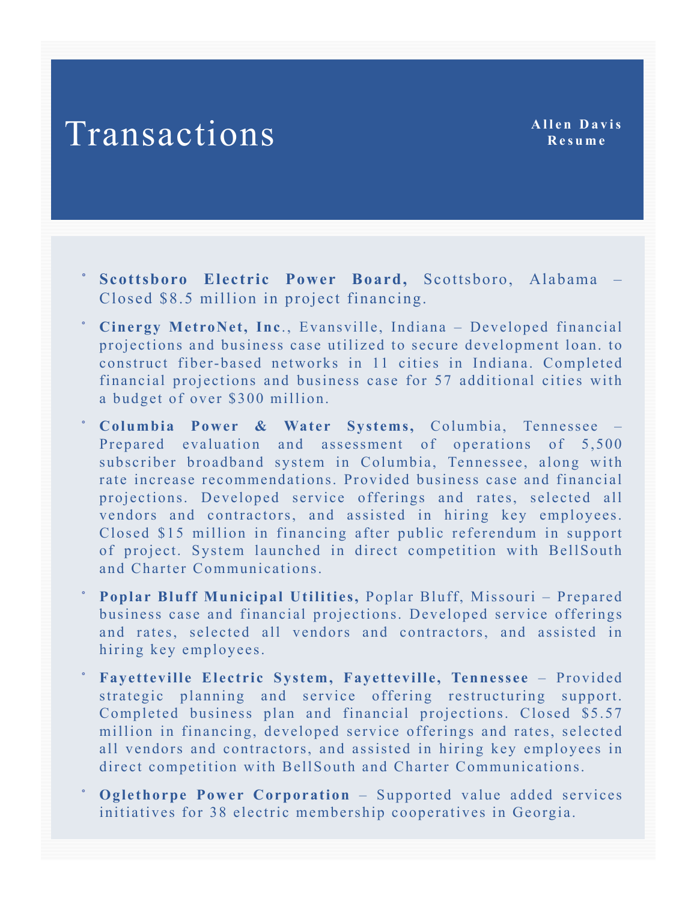# Transactions

**Allen Davis**
**Resume**

- **Scottsboro Electric Power Board,** Scottsboro, Alabama – Closed $8.5 million in project financing.
- **Cinergy MetroNet, Inc**., Evansville, Indiana – Developed financial projections and business case utilized to secure development loan. to construct fiber-based networks in 11 cities in Indiana. Completed financial projections and business case for 57 additional cities with a budget of over $300 million.
- **Columbia Power & Water Systems,** Columbia, Tennessee – Prepared evaluation and assessment of operations of 5,500 subscriber broadband system in Columbia, Tennessee, along with rate increase recommendations. Provided business case and financial projections. Developed service offerings and rates, selected all vendors and contractors, and assisted in hiring key employees. Closed $15 million in financing after public referendum in support of project. System launched in direct competition with BellSouth and Charter Communications.
- **Poplar Bluff Municipal Utilities,** Poplar Bluff, Missouri – Prepared business case and financial projections. Developed service offerings and rates, selected all vendors and contractors, and assisted in hiring key employees.
- **Fayetteville Electric System, Fayetteville, Tennessee** – Provided strategic planning and service offering restructuring support. Completed business plan and financial projections. Closed $5.57 million in financing, developed service offerings and rates, selected all vendors and contractors, and assisted in hiring key employees in direct competition with BellSouth and Charter Communications.
- **Oglethorpe Power Corporation** – Supported value added services initiatives for 38 electric membership cooperatives in Georgia.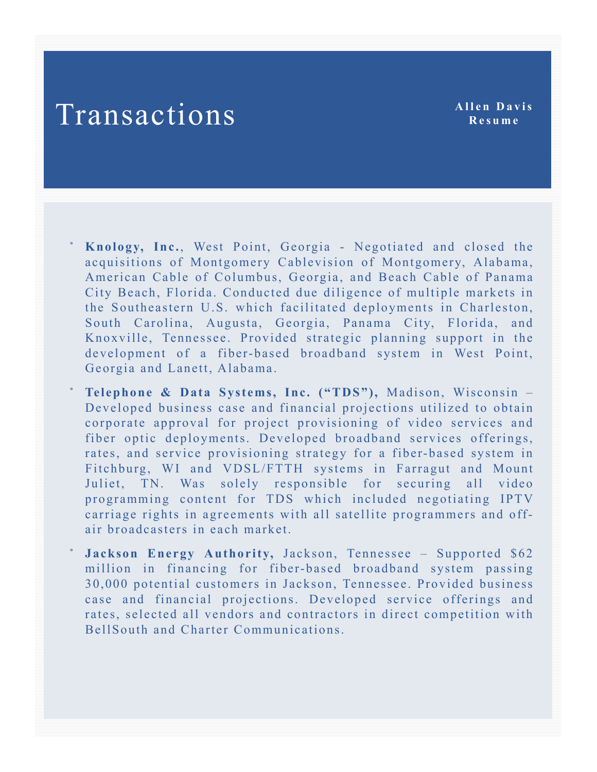# Transactions

**Allen Davis Resume**

- **Knology, Inc.**, West Point, Georgia - Negotiated and closed the acquisitions of Montgomery Cablevision of Montgomery, Alabama, American Cable of Columbus, Georgia, and Beach Cable of Panama City Beach, Florida. Conducted due diligence of multiple markets in the Southeastern U.S. which facilitated deployments in Charleston, South Carolina, Augusta, Georgia, Panama City, Florida, and Knoxville, Tennessee. Provided strategic planning support in the development of a fiber-based broadband system in West Point, Georgia and Lanett, Alabama.
- **Telephone & Data Systems, Inc. ("TDS"),** Madison, Wisconsin – Developed business case and financial projections utilized to obtain corporate approval for project provisioning of video services and fiber optic deployments. Developed broadband services offerings, rates, and service provisioning strategy for a fiber-based system in Fitchburg, WI and VDSL/FTTH systems in Farragut and Mount Juliet, TN. Was solely responsible for securing all video programming content for TDS which included negotiating IPTV carriage rights in agreements with all satellite programmers and off-air broadcasters in each market.
- **Jackson Energy Authority,** Jackson, Tennessee – Supported $62 million in financing for fiber-based broadband system passing 30,000 potential customers in Jackson, Tennessee. Provided business case and financial projections. Developed service offerings and rates, selected all vendors and contractors in direct competition with BellSouth and Charter Communications.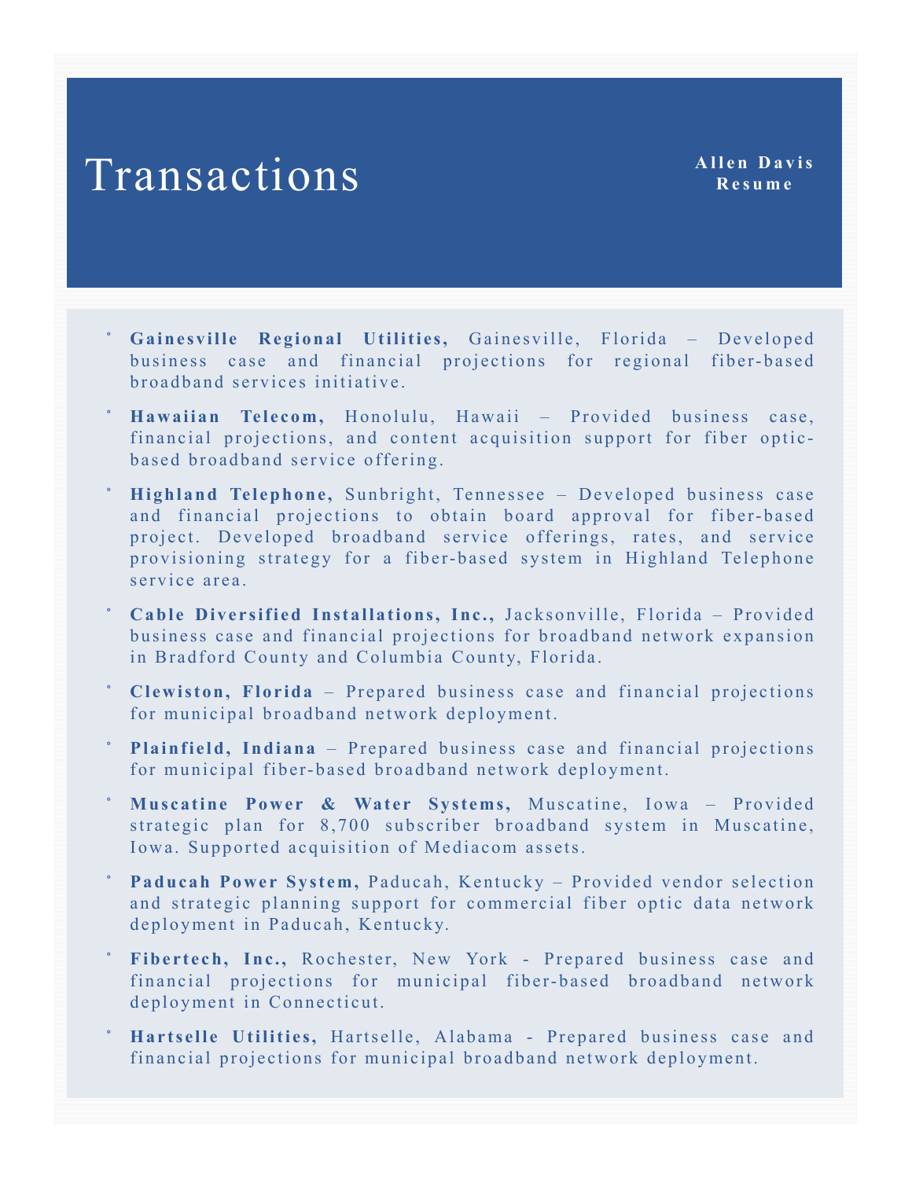# Transactions

**Allen Davis Resume**

- **Gainesville Regional Utilities,** Gainesville, Florida – Developed business case and financial projections for regional fiber-based broadband services initiative.
- **Hawaiian Telecom,** Honolulu, Hawaii – Provided business case, financial projections, and content acquisition support for fiber optic-based broadband service offering.
- **Highland Telephone,** Sunbright, Tennessee – Developed business case and financial projections to obtain board approval for fiber-based project. Developed broadband service offerings, rates, and service provisioning strategy for a fiber-based system in Highland Telephone service area.
- **Cable Diversified Installations, Inc.,** Jacksonville, Florida – Provided business case and financial projections for broadband network expansion in Bradford County and Columbia County, Florida.
- **Clewiston, Florida** – Prepared business case and financial projections for municipal broadband network deployment.
- **Plainfield, Indiana** – Prepared business case and financial projections for municipal fiber-based broadband network deployment.
- **Muscatine Power & Water Systems,** Muscatine, Iowa – Provided strategic plan for 8,700 subscriber broadband system in Muscatine, Iowa. Supported acquisition of Mediacom assets.
- **Paducah Power System,** Paducah, Kentucky – Provided vendor selection and strategic planning support for commercial fiber optic data network deployment in Paducah, Kentucky.
- **Fibertech, Inc.,** Rochester, New York - Prepared business case and financial projections for municipal fiber-based broadband network deployment in Connecticut.
- **Hartselle Utilities,** Hartselle, Alabama - Prepared business case and financial projections for municipal broadband network deployment.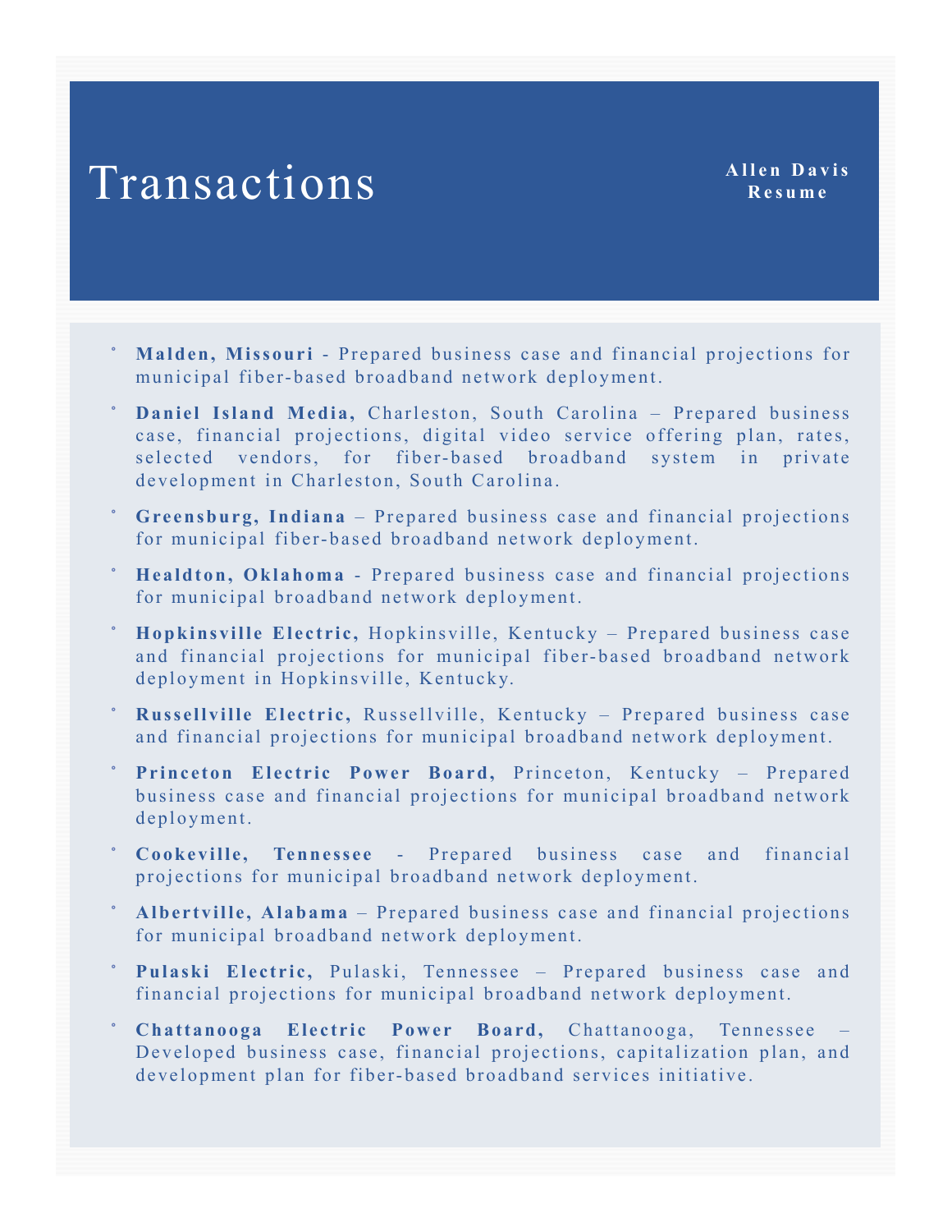# Transactions

**Allen Davis**
**Resume**

- **Malden, Missouri** - Prepared business case and financial projections for municipal fiber-based broadband network deployment.
- **Daniel Island Media,** Charleston, South Carolina – Prepared business case, financial projections, digital video service offering plan, rates, selected vendors, for fiber-based broadband system in private development in Charleston, South Carolina.
- **Greensburg, Indiana** – Prepared business case and financial projections for municipal fiber-based broadband network deployment.
- **Healdton, Oklahoma** - Prepared business case and financial projections for municipal broadband network deployment.
- **Hopkinsville Electric,** Hopkinsville, Kentucky – Prepared business case and financial projections for municipal fiber-based broadband network deployment in Hopkinsville, Kentucky.
- **Russellville Electric,** Russellville, Kentucky – Prepared business case and financial projections for municipal broadband network deployment.
- **Princeton Electric Power Board,** Princeton, Kentucky – Prepared business case and financial projections for municipal broadband network deployment.
- **Cookeville, Tennessee** - Prepared business case and financial projections for municipal broadband network deployment.
- **Albertville, Alabama** – Prepared business case and financial projections for municipal broadband network deployment.
- **Pulaski Electric,** Pulaski, Tennessee – Prepared business case and financial projections for municipal broadband network deployment.
- **Chattanooga Electric Power Board,** Chattanooga, Tennessee – Developed business case, financial projections, capitalization plan, and development plan for fiber-based broadband services initiative.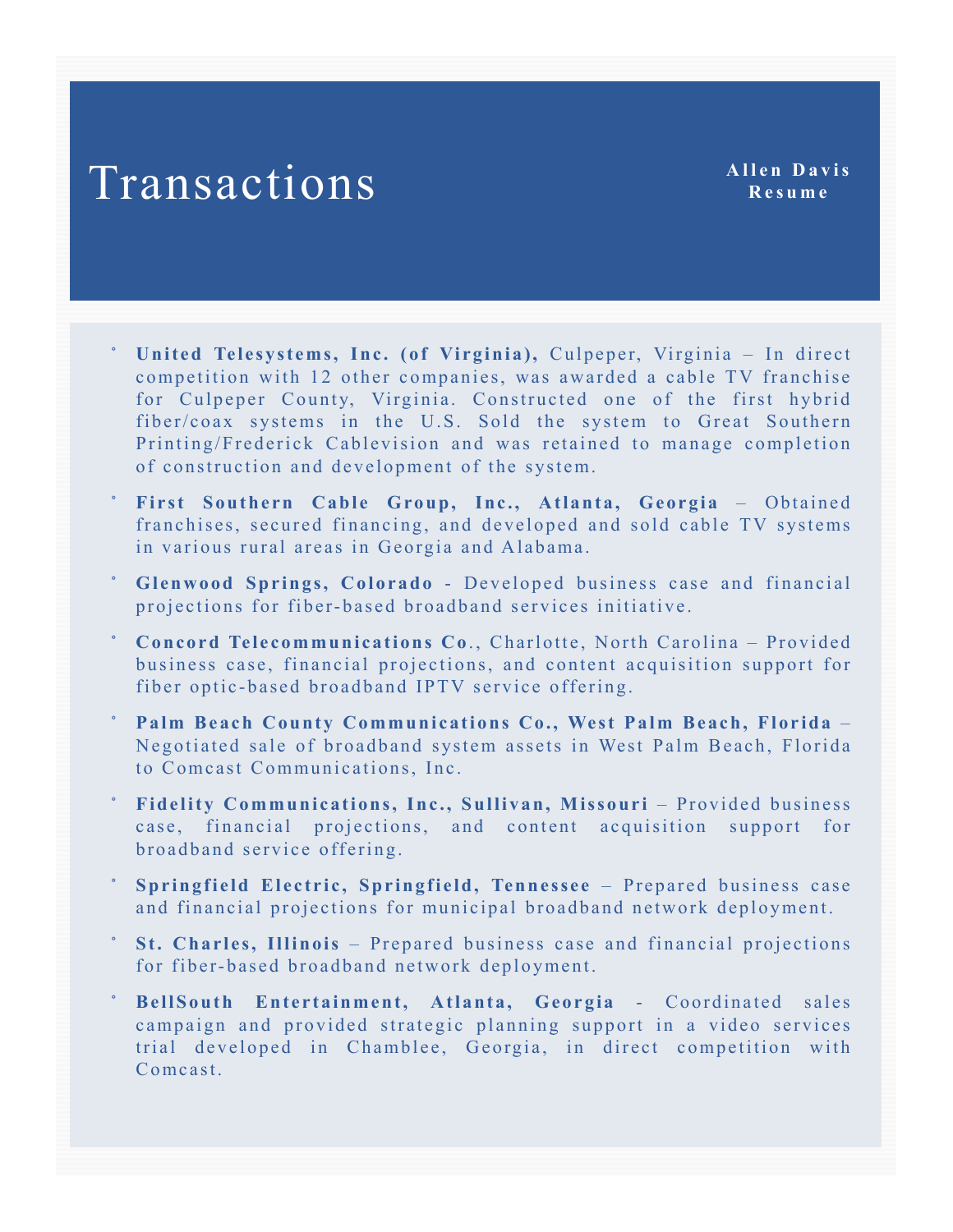# Transactions

**Allen Davis**
**Resume**

- **United Telesystems, Inc. (of Virginia),** Culpeper, Virginia – In direct competition with 12 other companies, was awarded a cable TV franchise for Culpeper County, Virginia. Constructed one of the first hybrid fiber/coax systems in the U.S. Sold the system to Great Southern Printing/Frederick Cablevision and was retained to manage completion of construction and development of the system.
- **First Southern Cable Group, Inc., Atlanta, Georgia** – Obtained franchises, secured financing, and developed and sold cable TV systems in various rural areas in Georgia and Alabama.
- **Glenwood Springs, Colorado** - Developed business case and financial projections for fiber-based broadband services initiative.
- **Concord Telecommunications Co**., Charlotte, North Carolina – Provided business case, financial projections, and content acquisition support for fiber optic-based broadband IPTV service offering.
- **Palm Beach County Communications Co., West Palm Beach, Florida** – Negotiated sale of broadband system assets in West Palm Beach, Florida to Comcast Communications, Inc.
- **Fidelity Communications, Inc., Sullivan, Missouri** – Provided business case, financial projections, and content acquisition support for broadband service offering.
- **Springfield Electric, Springfield, Tennessee** – Prepared business case and financial projections for municipal broadband network deployment.
- **St. Charles, Illinois** – Prepared business case and financial projections for fiber-based broadband network deployment.
- **BellSouth Entertainment, Atlanta, Georgia** - Coordinated sales campaign and provided strategic planning support in a video services trial developed in Chamblee, Georgia, in direct competition with Comcast.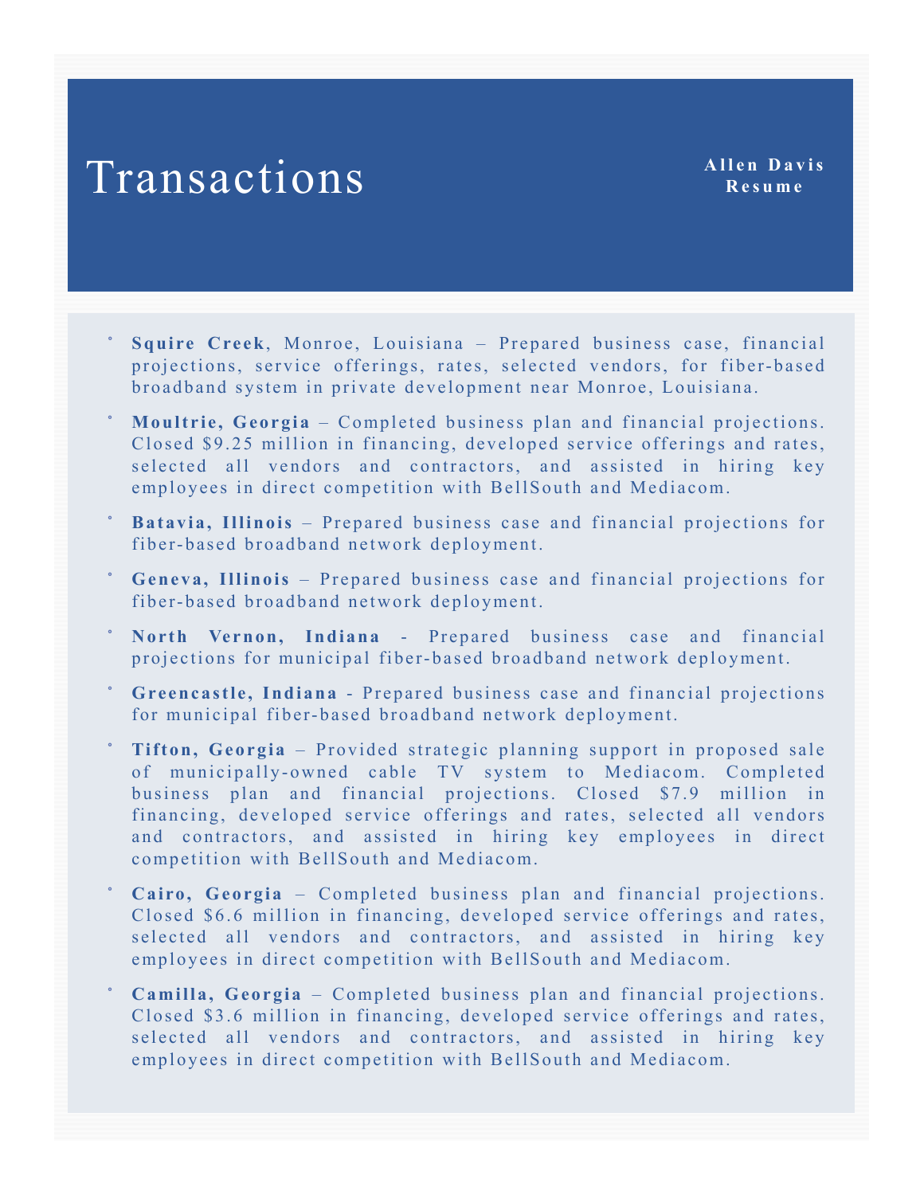# Transactions

**Allen Davis**
**Resume**

- **Squire Creek**, Monroe, Louisiana – Prepared business case, financial projections, service offerings, rates, selected vendors, for fiber-based broadband system in private development near Monroe, Louisiana.
- **Moultrie, Georgia** – Completed business plan and financial projections. Closed $9.25 million in financing, developed service offerings and rates, selected all vendors and contractors, and assisted in hiring key employees in direct competition with BellSouth and Mediacom.
- **Batavia, Illinois** – Prepared business case and financial projections for fiber-based broadband network deployment.
- **Geneva, Illinois** – Prepared business case and financial projections for fiber-based broadband network deployment.
- **North Vernon, Indiana** - Prepared business case and financial projections for municipal fiber-based broadband network deployment.
- **Greencastle, Indiana** - Prepared business case and financial projections for municipal fiber-based broadband network deployment.
- **Tifton, Georgia** – Provided strategic planning support in proposed sale of municipally-owned cable TV system to Mediacom. Completed business plan and financial projections. Closed $7.9 million in financing, developed service offerings and rates, selected all vendors and contractors, and assisted in hiring key employees in direct competition with BellSouth and Mediacom.
- **Cairo, Georgia** – Completed business plan and financial projections. Closed $6.6 million in financing, developed service offerings and rates, selected all vendors and contractors, and assisted in hiring key employees in direct competition with BellSouth and Mediacom.
- **Camilla, Georgia** – Completed business plan and financial projections. Closed $3.6 million in financing, developed service offerings and rates, selected all vendors and contractors, and assisted in hiring key employees in direct competition with BellSouth and Mediacom.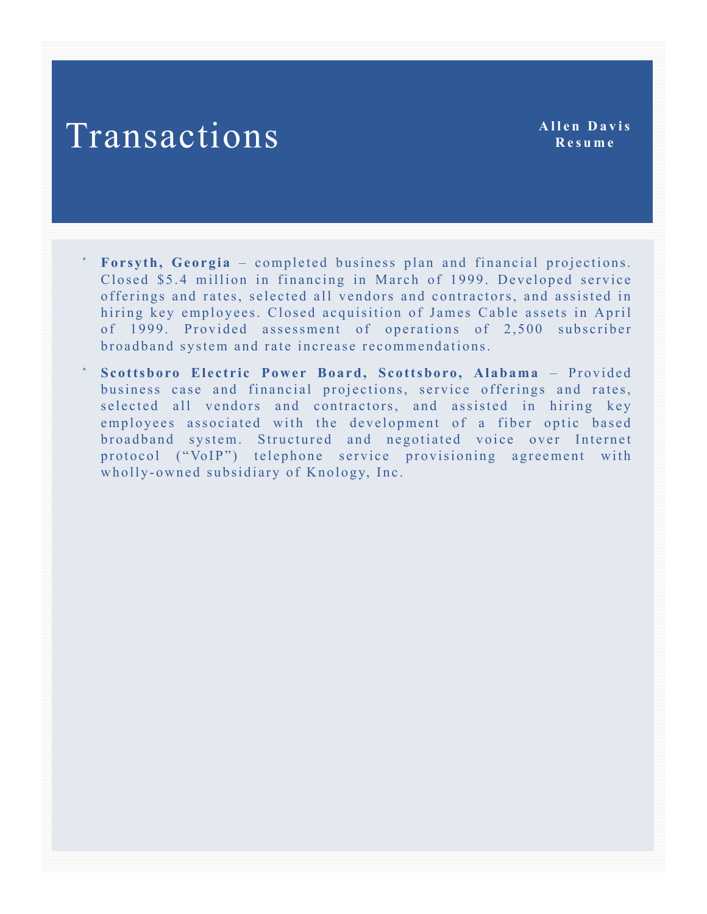# Transactions

- **Forsyth, Georgia** – completed business plan and financial projections. Closed $5.4 million in financing in March of 1999. Developed service offerings and rates, selected all vendors and contractors, and assisted in hiring key employees. Closed acquisition of James Cable assets in April of 1999. Provided assessment of operations of 2,500 subscriber broadband system and rate increase recommendations.
- **Scottsboro Electric Power Board, Scottsboro, Alabama** – Provided business case and financial projections, service offerings and rates, selected all vendors and contractors, and assisted in hiring key employees associated with the development of a fiber optic based broadband system. Structured and negotiated voice over Internet protocol (“VoIP”) telephone service provisioning agreement with wholly-owned subsidiary of Knology, Inc.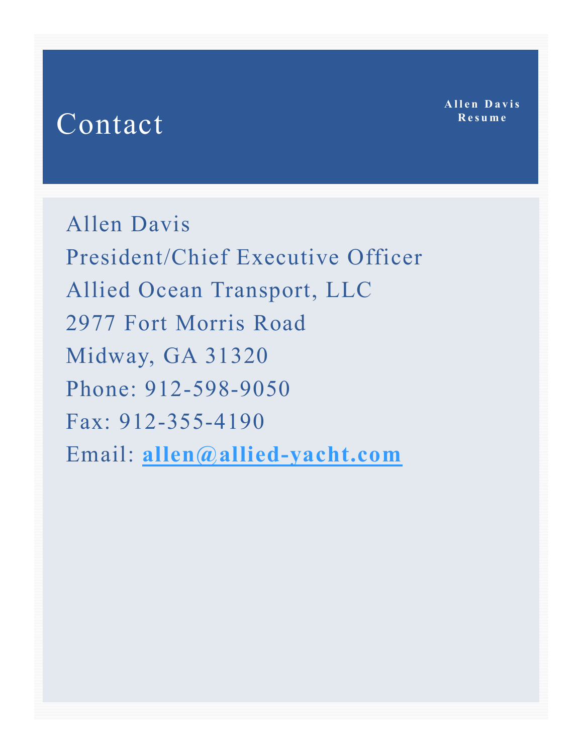# Contact

Allen Davis
President/Chief Executive Officer
Allied Ocean Transport, LLC
2977 Fort Morris Road
Midway, GA 31320
Phone: 912-598-9050
Fax: 912-355-4190
Email: **allen@allied-yacht.com**